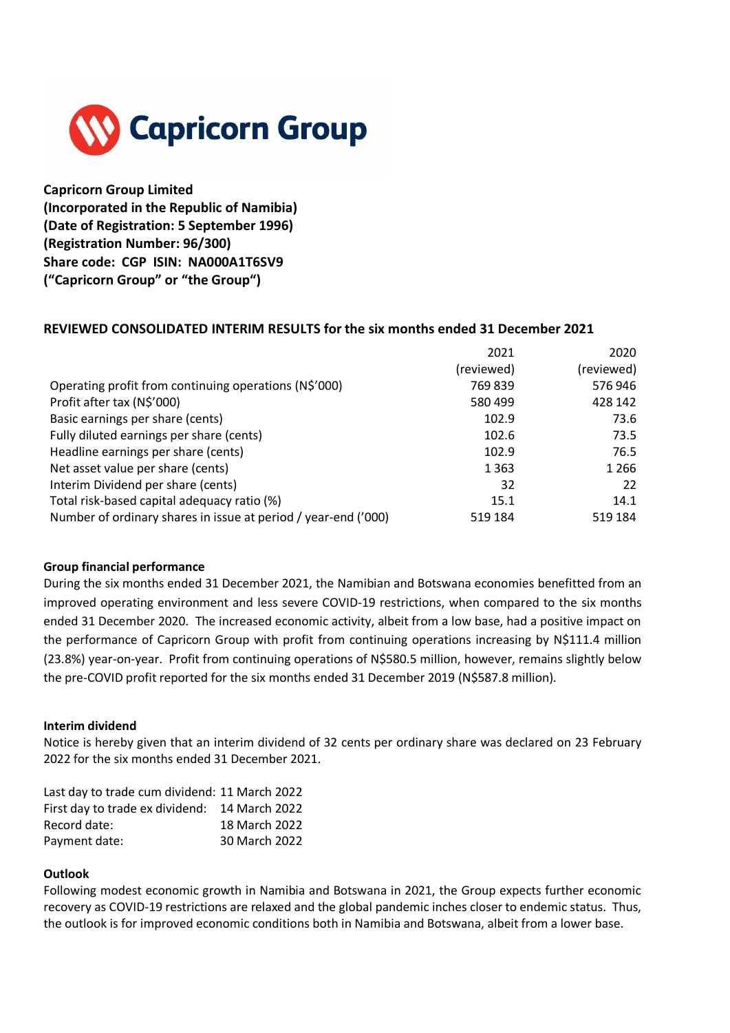**Capricorn Group Limited**
**(Incorporated in the Republic of Namibia)**
**(Date of Registration: 5 September 1996)**
**(Registration Number: 96/300)**
**Share code: CGP ISIN: NA000A1T6SV9**
**("Capricorn Group" or "the Group")**

## REVIEWED CONSOLIDATED INTERIM RESULTS for the six months ended 31 December 2021

| | 2021 (reviewed) | 2020 (reviewed) |
|---|---|---|
| Operating profit from continuing operations (N$'000) | 769 839 | 576 946 |
| Profit after tax (N$'000) | 580 499 | 428 142 |
| Basic earnings per share (cents) | 102.9 | 73.6 |
| Fully diluted earnings per share (cents) | 102.6 | 73.5 |
| Headline earnings per share (cents) | 102.9 | 76.5 |
| Net asset value per share (cents) | 1 363 | 1 266 |
| Interim Dividend per share (cents) | 32 | 22 |
| Total risk-based capital adequacy ratio (%) | 15.1 | 14.1 |
| Number of ordinary shares in issue at period / year-end ('000) | 519 184 | 519 184 |

### Group financial performance

During the six months ended 31 December 2021, the Namibian and Botswana economies benefitted from an improved operating environment and less severe COVID-19 restrictions, when compared to the six months ended 31 December 2020. The increased economic activity, albeit from a low base, had a positive impact on the performance of Capricorn Group with profit from continuing operations increasing by N$111.4 million (23.8%) year-on-year. Profit from continuing operations of N$580.5 million, however, remains slightly below the pre-COVID profit reported for the six months ended 31 December 2019 (N$587.8 million).

### Interim dividend

Notice is hereby given that an interim dividend of 32 cents per ordinary share was declared on 23 February 2022 for the six months ended 31 December 2021.

| | |
|---|---|
| Last day to trade cum dividend: | 11 March 2022 |
| First day to trade ex dividend: | 14 March 2022 |
| Record date: | 18 March 2022 |
| Payment date: | 30 March 2022 |

### Outlook

Following modest economic growth in Namibia and Botswana in 2021, the Group expects further economic recovery as COVID-19 restrictions are relaxed and the global pandemic inches closer to endemic status. Thus, the outlook is for improved economic conditions both in Namibia and Botswana, albeit from a lower base.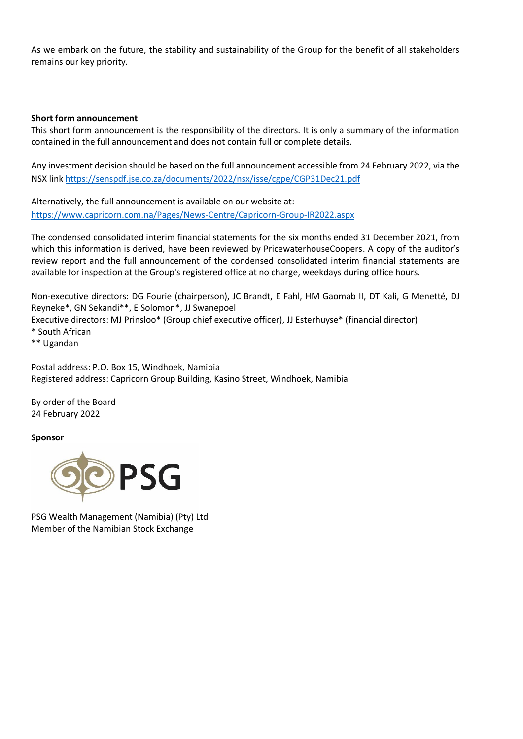As we embark on the future, the stability and sustainability of the Group for the benefit of all stakeholders remains our key priority.

**Short form announcement**

This short form announcement is the responsibility of the directors. It is only a summary of the information contained in the full announcement and does not contain full or complete details.

Any investment decision should be based on the full announcement accessible from 24 February 2022, via the NSX link https://senspdf.jse.co.za/documents/2022/nsx/isse/cgpe/CGP31Dec21.pdf

Alternatively, the full announcement is available on our website at:
https://www.capricorn.com.na/Pages/News-Centre/Capricorn-Group-IR2022.aspx

The condensed consolidated interim financial statements for the six months ended 31 December 2021, from which this information is derived, have been reviewed by PricewaterhouseCoopers. A copy of the auditor's review report and the full announcement of the condensed consolidated interim financial statements are available for inspection at the Group's registered office at no charge, weekdays during office hours.

Non-executive directors: DG Fourie (chairperson), JC Brandt, E Fahl, HM Gaomab II, DT Kali, G Menetté, DJ Reyneke*, GN Sekandi**, E Solomon*, JJ Swanepoel
Executive directors: MJ Prinsloo* (Group chief executive officer), JJ Esterhuyse* (financial director)
* South African
** Ugandan

Postal address: P.O. Box 15, Windhoek, Namibia
Registered address: Capricorn Group Building, Kasino Street, Windhoek, Namibia

By order of the Board
24 February 2022

**Sponsor**

PSG

PSG Wealth Management (Namibia) (Pty) Ltd
Member of the Namibian Stock Exchange